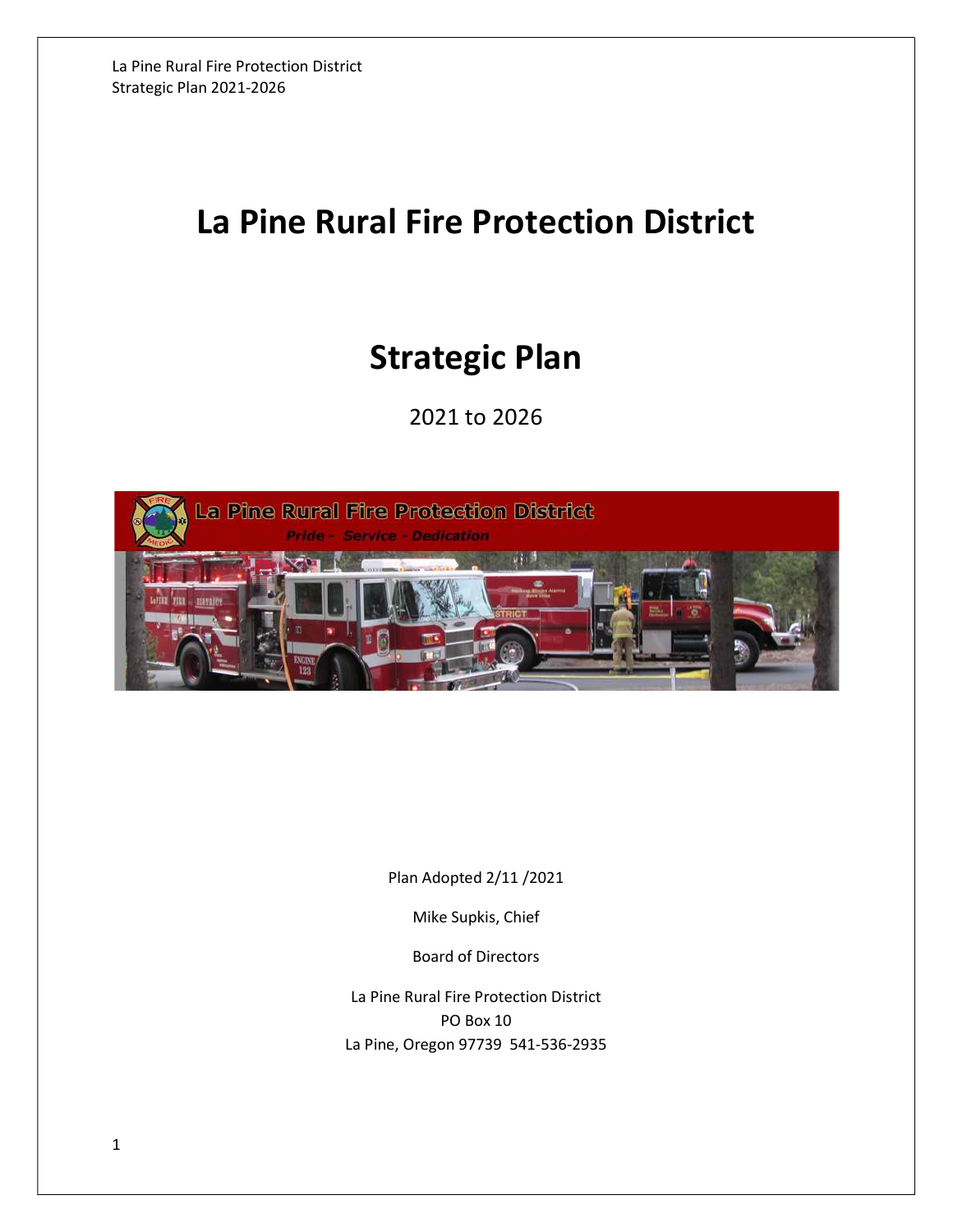# La Pine Rural Fire Protection District

# Strategic Plan

2021 to 2026

Plan Adopted 2/11 /2021

Mike Supkis, Chief

Board of Directors

La Pine Rural Fire Protection District
PO Box 10
La Pine, Oregon 97739 541-536-2935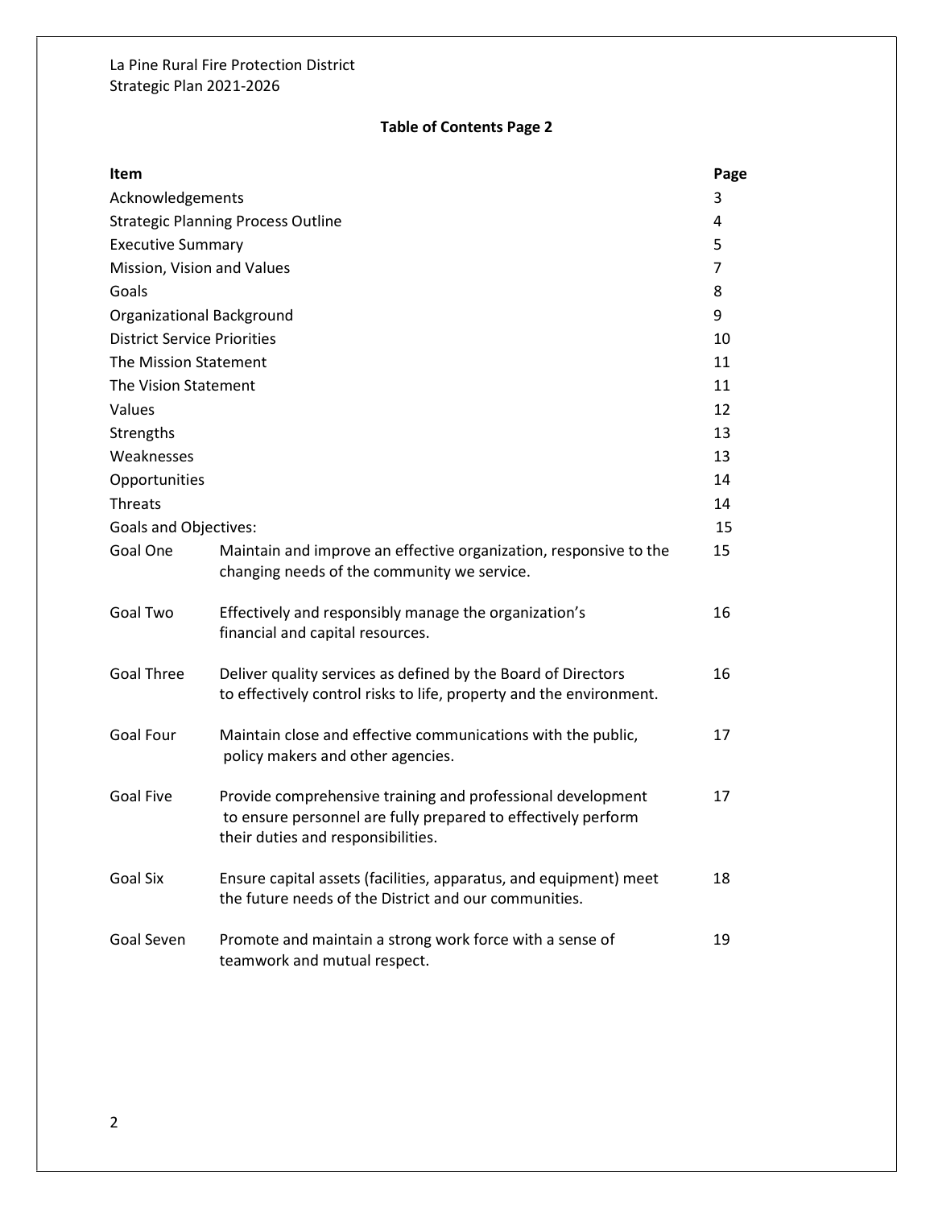La Pine Rural Fire Protection District
Strategic Plan 2021-2026

## Table of Contents Page 2

| Item | | Page |
|---|---|---|
| Acknowledgements | | 3 |
| Strategic Planning Process Outline | | 4 |
| Executive Summary | | 5 |
| Mission, Vision and Values | | 7 |
| Goals | | 8 |
| Organizational Background | | 9 |
| District Service Priorities | | 10 |
| The Mission Statement | | 11 |
| The Vision Statement | | 11 |
| Values | | 12 |
| Strengths | | 13 |
| Weaknesses | | 13 |
| Opportunities | | 14 |
| Threats | | 14 |
| Goals and Objectives: | | 15 |
| Goal One | Maintain and improve an effective organization, responsive to the changing needs of the community we service. | 15 |
| Goal Two | Effectively and responsibly manage the organization's financial and capital resources. | 16 |
| Goal Three | Deliver quality services as defined by the Board of Directors to effectively control risks to life, property and the environment. | 16 |
| Goal Four | Maintain close and effective communications with the public, policy makers and other agencies. | 17 |
| Goal Five | Provide comprehensive training and professional development to ensure personnel are fully prepared to effectively perform their duties and responsibilities. | 17 |
| Goal Six | Ensure capital assets (facilities, apparatus, and equipment) meet the future needs of the District and our communities. | 18 |
| Goal Seven | Promote and maintain a strong work force with a sense of teamwork and mutual respect. | 19 |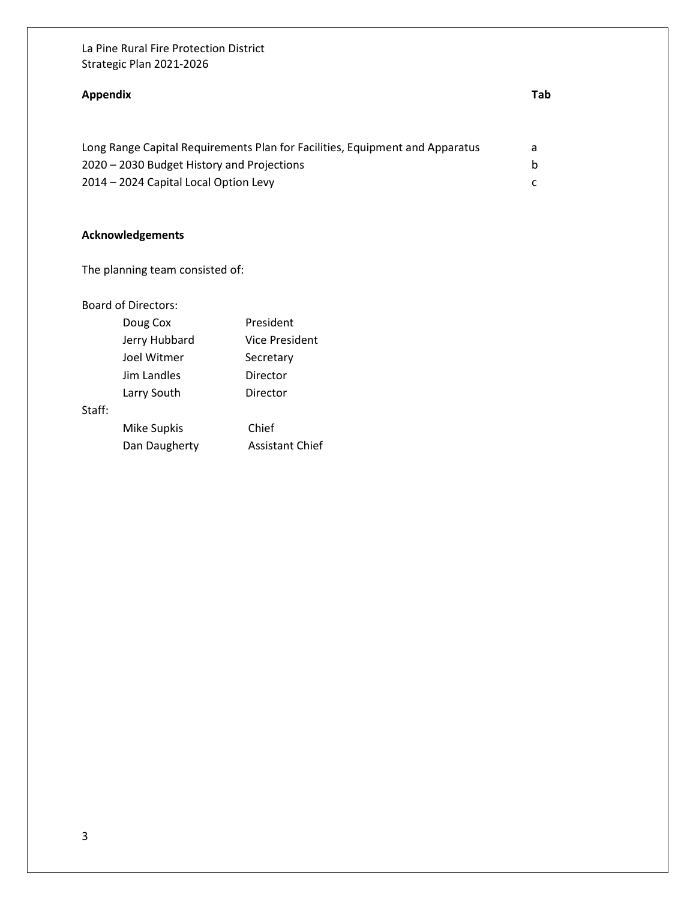| Appendix | Tab |
|---|---|
| Long Range Capital Requirements Plan for Facilities, Equipment and Apparatus | a |
| 2020 – 2030 Budget History and Projections | b |
| 2014 – 2024 Capital Local Option Levy | c |

**Acknowledgements**

The planning team consisted of:

Board of Directors:

| Name | Title |
|---|---|
| Doug Cox | President |
| Jerry Hubbard | Vice President |
| Joel Witmer | Secretary |
| Jim Landles | Director |
| Larry South | Director |

Staff:

| Name | Title |
|---|---|
| Mike Supkis | Chief |
| Dan Daugherty | Assistant Chief |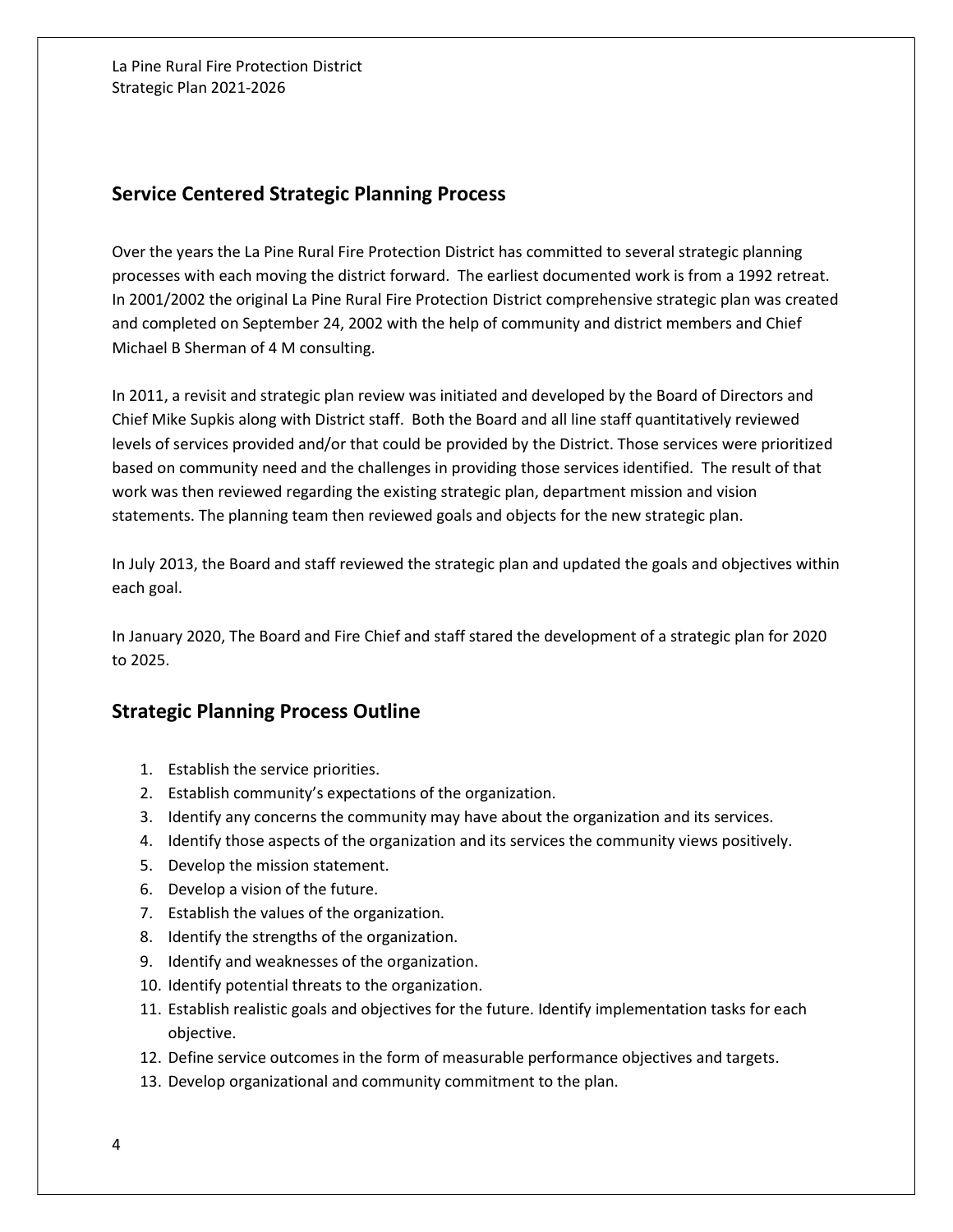## Service Centered Strategic Planning Process

Over the years the La Pine Rural Fire Protection District has committed to several strategic planning processes with each moving the district forward. The earliest documented work is from a 1992 retreat. In 2001/2002 the original La Pine Rural Fire Protection District comprehensive strategic plan was created and completed on September 24, 2002 with the help of community and district members and Chief Michael B Sherman of 4 M consulting.

In 2011, a revisit and strategic plan review was initiated and developed by the Board of Directors and Chief Mike Supkis along with District staff. Both the Board and all line staff quantitatively reviewed levels of services provided and/or that could be provided by the District. Those services were prioritized based on community need and the challenges in providing those services identified. The result of that work was then reviewed regarding the existing strategic plan, department mission and vision statements. The planning team then reviewed goals and objects for the new strategic plan.

In July 2013, the Board and staff reviewed the strategic plan and updated the goals and objectives within each goal.

In January 2020, The Board and Fire Chief and staff stared the development of a strategic plan for 2020 to 2025.

## Strategic Planning Process Outline

1. Establish the service priorities.
2. Establish community's expectations of the organization.
3. Identify any concerns the community may have about the organization and its services.
4. Identify those aspects of the organization and its services the community views positively.
5. Develop the mission statement.
6. Develop a vision of the future.
7. Establish the values of the organization.
8. Identify the strengths of the organization.
9. Identify and weaknesses of the organization.
10. Identify potential threats to the organization.
11. Establish realistic goals and objectives for the future. Identify implementation tasks for each objective.
12. Define service outcomes in the form of measurable performance objectives and targets.
13. Develop organizational and community commitment to the plan.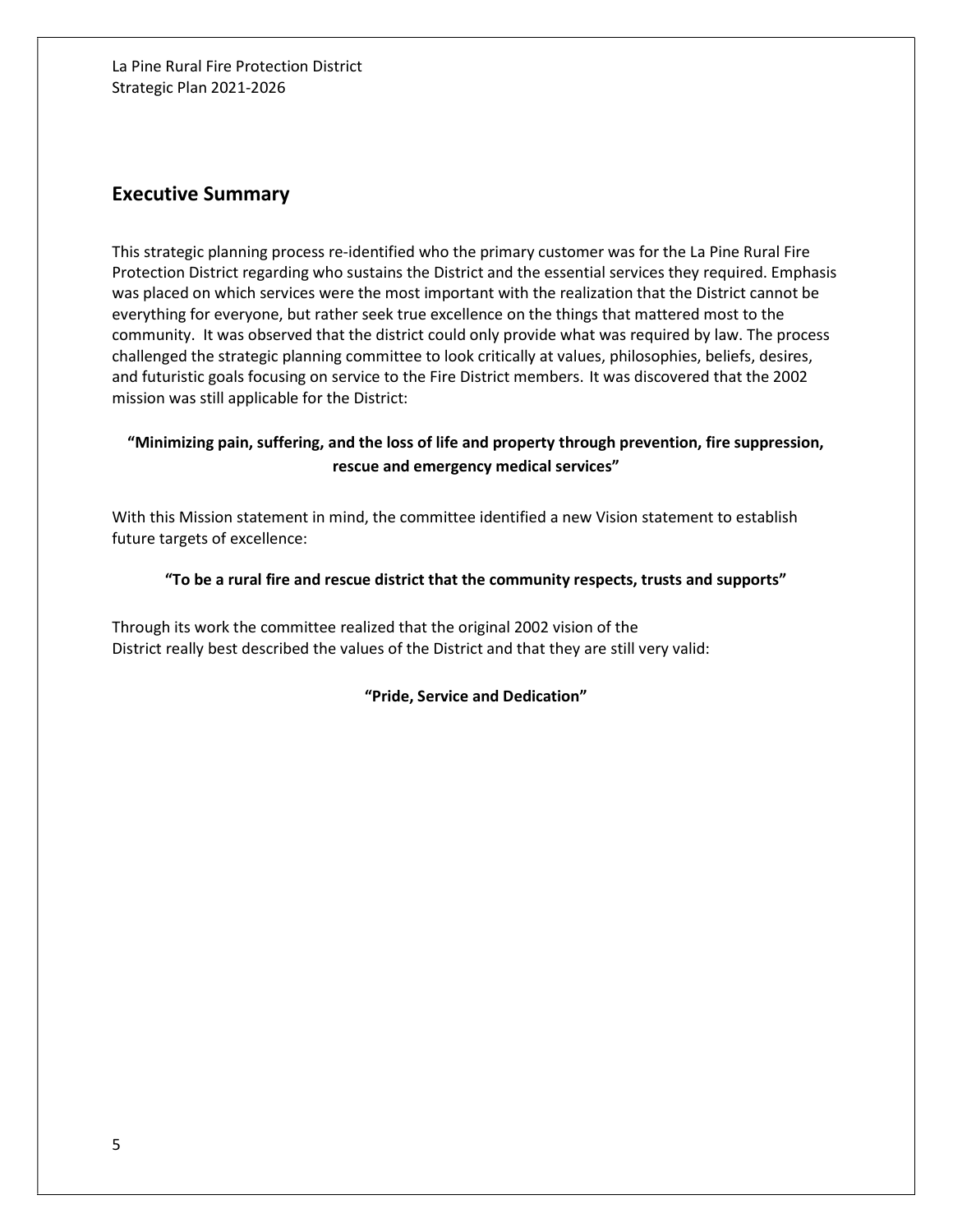## Executive Summary

This strategic planning process re-identified who the primary customer was for the La Pine Rural Fire Protection District regarding who sustains the District and the essential services they required. Emphasis was placed on which services were the most important with the realization that the District cannot be everything for everyone, but rather seek true excellence on the things that mattered most to the community. It was observed that the district could only provide what was required by law. The process challenged the strategic planning committee to look critically at values, philosophies, beliefs, desires, and futuristic goals focusing on service to the Fire District members. It was discovered that the 2002 mission was still applicable for the District:

**"Minimizing pain, suffering, and the loss of life and property through prevention, fire suppression, rescue and emergency medical services"**

With this Mission statement in mind, the committee identified a new Vision statement to establish future targets of excellence:

**"To be a rural fire and rescue district that the community respects, trusts and supports"**

Through its work the committee realized that the original 2002 vision of the District really best described the values of the District and that they are still very valid:

**"Pride, Service and Dedication"**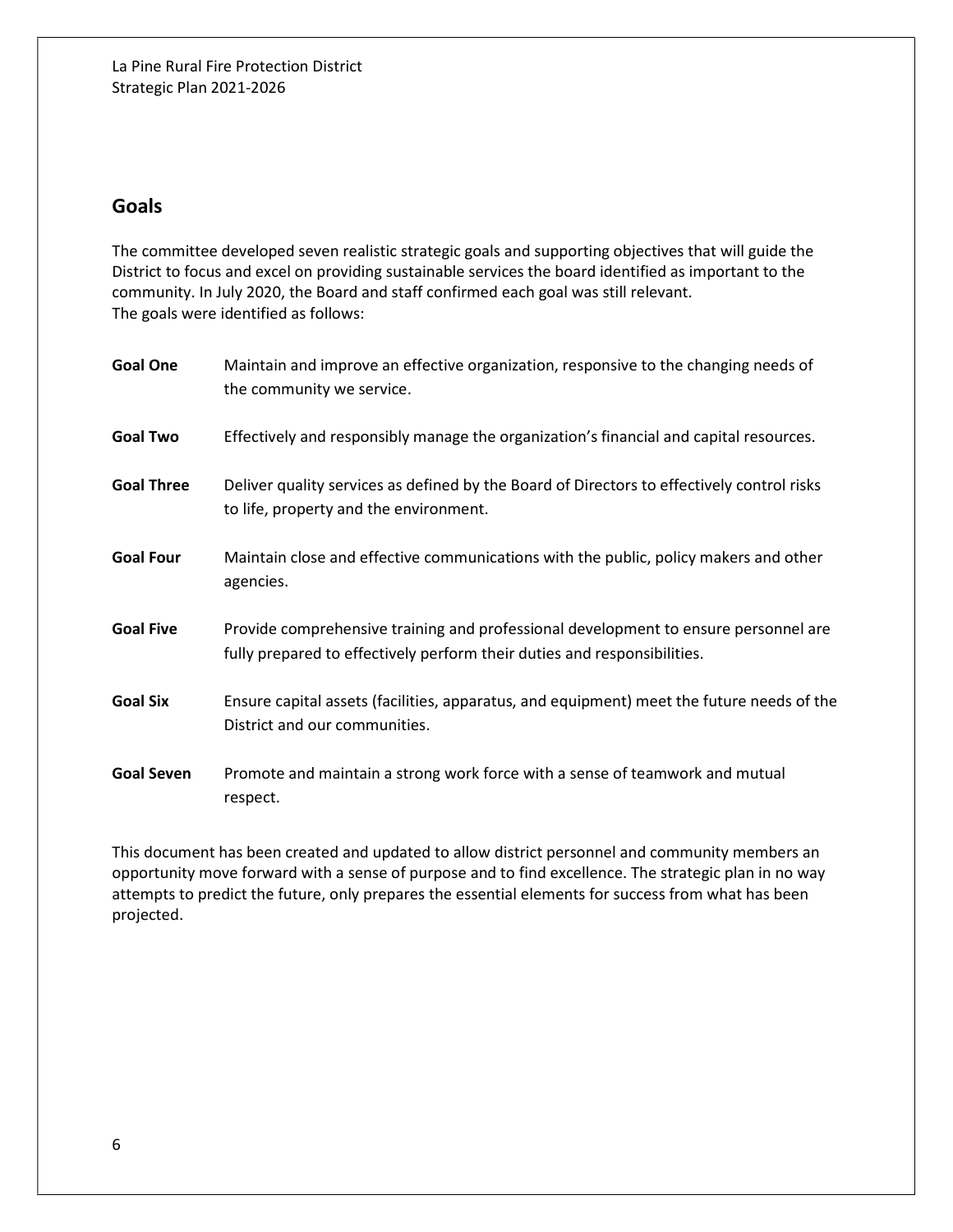## Goals

The committee developed seven realistic strategic goals and supporting objectives that will guide the District to focus and excel on providing sustainable services the board identified as important to the community. In July 2020, the Board and staff confirmed each goal was still relevant.
The goals were identified as follows:

**Goal One** Maintain and improve an effective organization, responsive to the changing needs of the community we service.

**Goal Two** Effectively and responsibly manage the organization's financial and capital resources.

**Goal Three** Deliver quality services as defined by the Board of Directors to effectively control risks to life, property and the environment.

**Goal Four** Maintain close and effective communications with the public, policy makers and other agencies.

**Goal Five** Provide comprehensive training and professional development to ensure personnel are fully prepared to effectively perform their duties and responsibilities.

**Goal Six** Ensure capital assets (facilities, apparatus, and equipment) meet the future needs of the District and our communities.

**Goal Seven** Promote and maintain a strong work force with a sense of teamwork and mutual respect.

This document has been created and updated to allow district personnel and community members an opportunity move forward with a sense of purpose and to find excellence. The strategic plan in no way attempts to predict the future, only prepares the essential elements for success from what has been projected.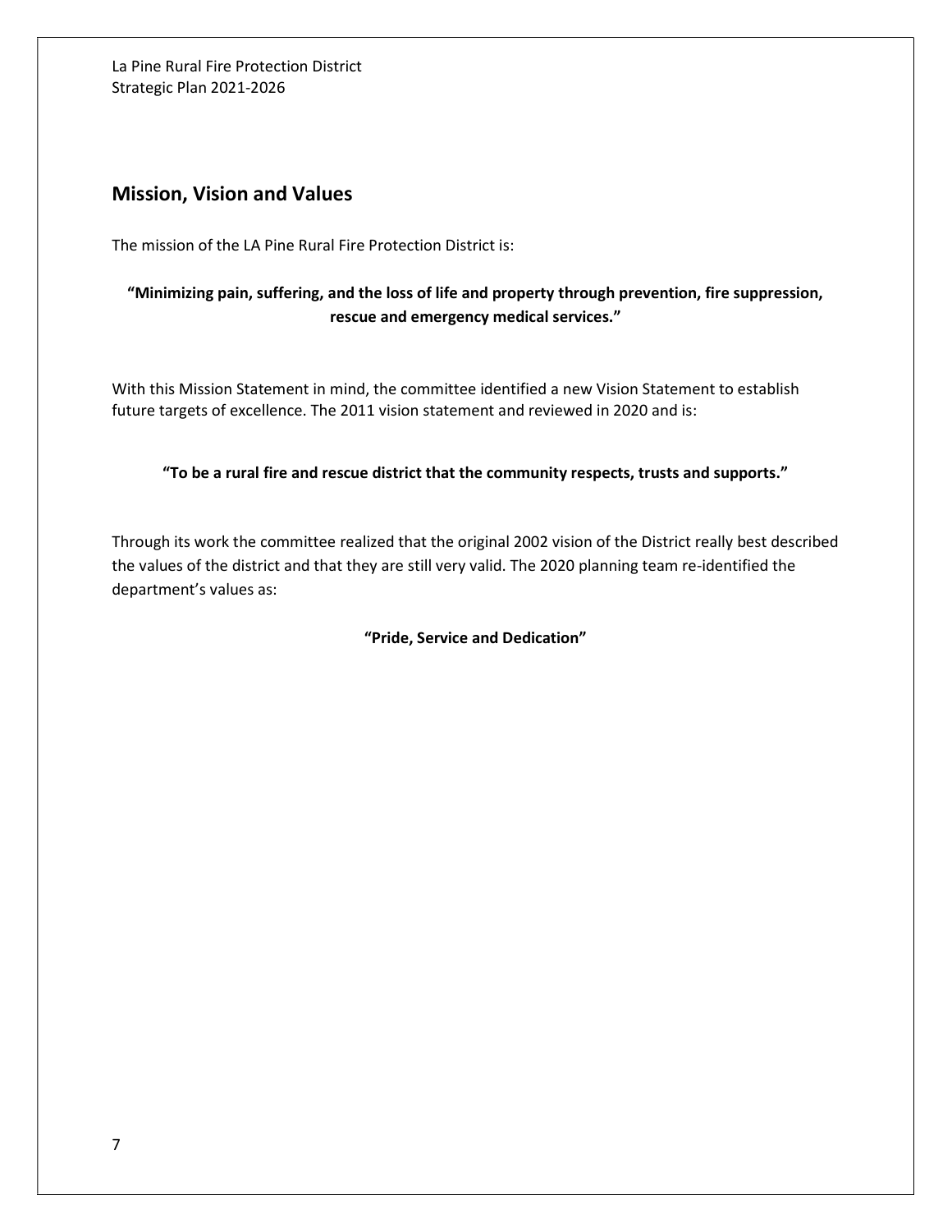## Mission, Vision and Values

The mission of the LA Pine Rural Fire Protection District is:

**"Minimizing pain, suffering, and the loss of life and property through prevention, fire suppression, rescue and emergency medical services."**

With this Mission Statement in mind, the committee identified a new Vision Statement to establish future targets of excellence. The 2011 vision statement and reviewed in 2020 and is:

**"To be a rural fire and rescue district that the community respects, trusts and supports."**

Through its work the committee realized that the original 2002 vision of the District really best described the values of the district and that they are still very valid. The 2020 planning team re-identified the department's values as:

**"Pride, Service and Dedication"**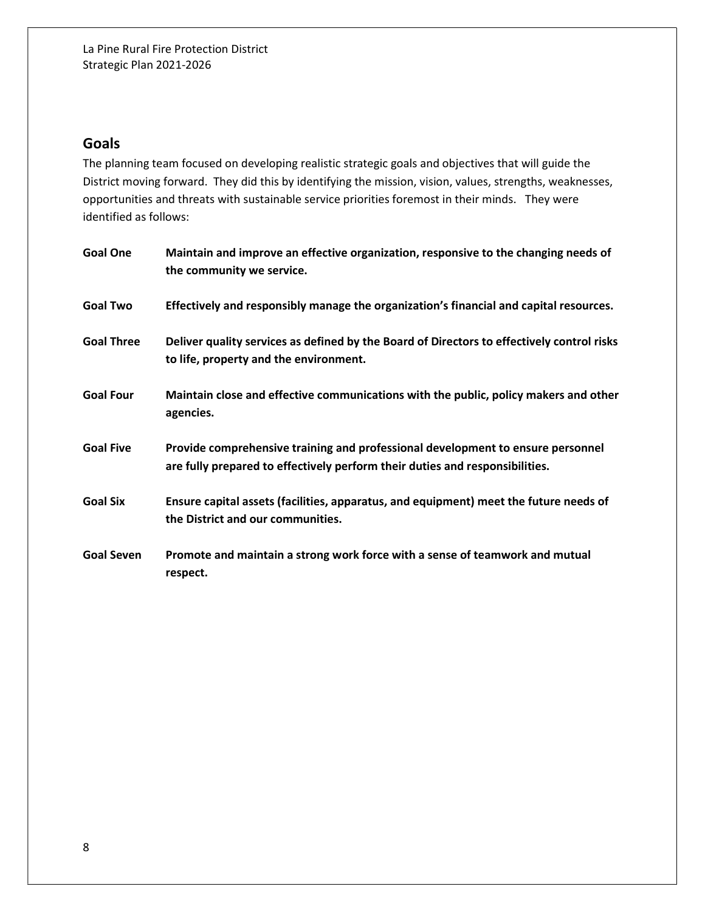## Goals

The planning team focused on developing realistic strategic goals and objectives that will guide the District moving forward. They did this by identifying the mission, vision, values, strengths, weaknesses, opportunities and threats with sustainable service priorities foremost in their minds. They were identified as follows:

**Goal One** **Maintain and improve an effective organization, responsive to the changing needs of the community we service.**

**Goal Two** **Effectively and responsibly manage the organization's financial and capital resources.**

**Goal Three** **Deliver quality services as defined by the Board of Directors to effectively control risks to life, property and the environment.**

**Goal Four** **Maintain close and effective communications with the public, policy makers and other agencies.**

**Goal Five** **Provide comprehensive training and professional development to ensure personnel are fully prepared to effectively perform their duties and responsibilities.**

**Goal Six** **Ensure capital assets (facilities, apparatus, and equipment) meet the future needs of the District and our communities.**

**Goal Seven** **Promote and maintain a strong work force with a sense of teamwork and mutual respect.**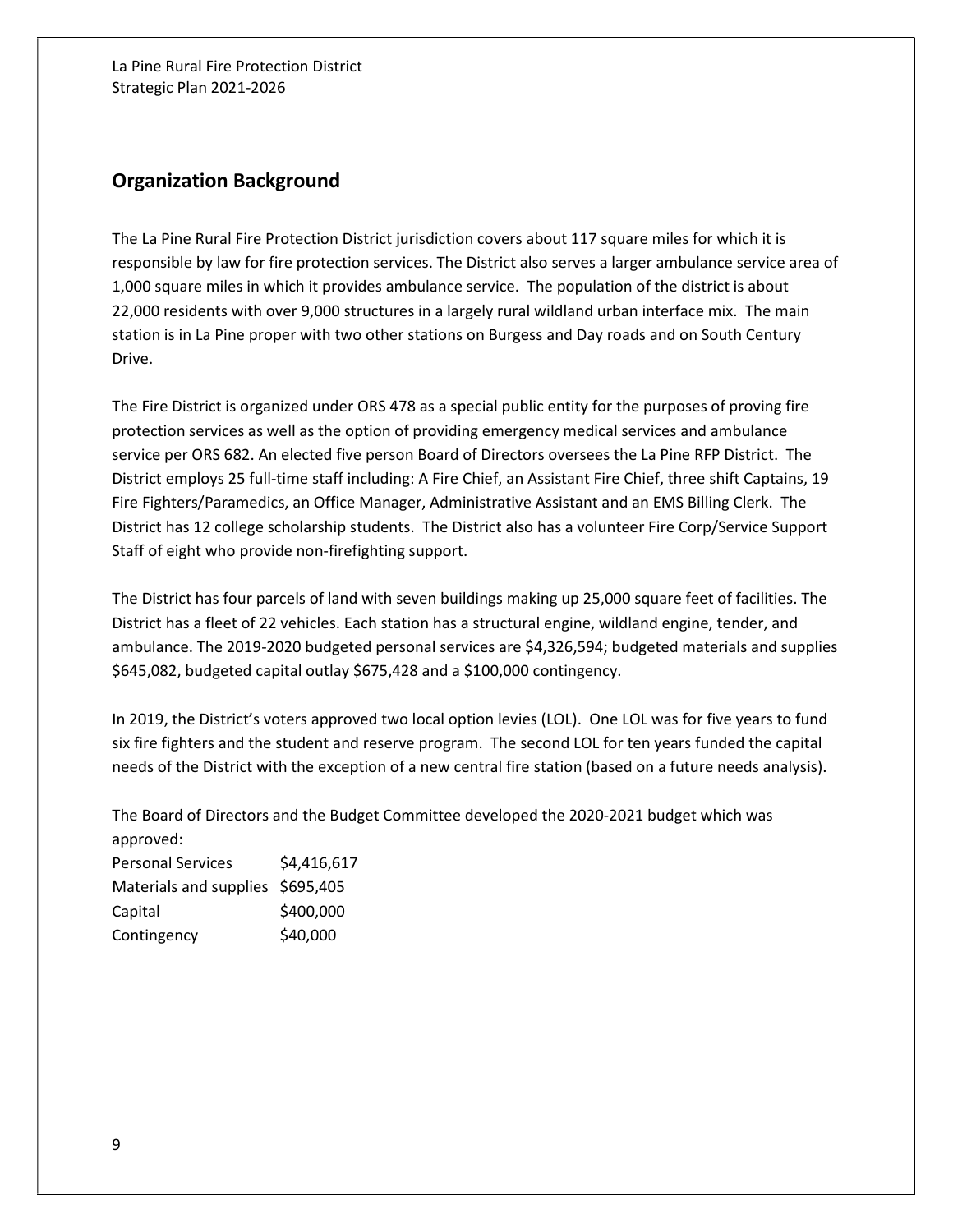## Organization Background

The La Pine Rural Fire Protection District jurisdiction covers about 117 square miles for which it is responsible by law for fire protection services. The District also serves a larger ambulance service area of 1,000 square miles in which it provides ambulance service. The population of the district is about 22,000 residents with over 9,000 structures in a largely rural wildland urban interface mix. The main station is in La Pine proper with two other stations on Burgess and Day roads and on South Century Drive.

The Fire District is organized under ORS 478 as a special public entity for the purposes of proving fire protection services as well as the option of providing emergency medical services and ambulance service per ORS 682. An elected five person Board of Directors oversees the La Pine RFP District. The District employs 25 full-time staff including: A Fire Chief, an Assistant Fire Chief, three shift Captains, 19 Fire Fighters/Paramedics, an Office Manager, Administrative Assistant and an EMS Billing Clerk. The District has 12 college scholarship students. The District also has a volunteer Fire Corp/Service Support Staff of eight who provide non-firefighting support.

The District has four parcels of land with seven buildings making up 25,000 square feet of facilities. The District has a fleet of 22 vehicles. Each station has a structural engine, wildland engine, tender, and ambulance. The 2019-2020 budgeted personal services are $4,326,594; budgeted materials and supplies $645,082, budgeted capital outlay $675,428 and a $100,000 contingency.

In 2019, the District's voters approved two local option levies (LOL). One LOL was for five years to fund six fire fighters and the student and reserve program. The second LOL for ten years funded the capital needs of the District with the exception of a new central fire station (based on a future needs analysis).

The Board of Directors and the Budget Committee developed the 2020-2021 budget which was approved:

| | |
|---|---|
| Personal Services | $4,416,617 |
| Materials and supplies | $695,405 |
| Capital | $400,000 |
| Contingency | $40,000 |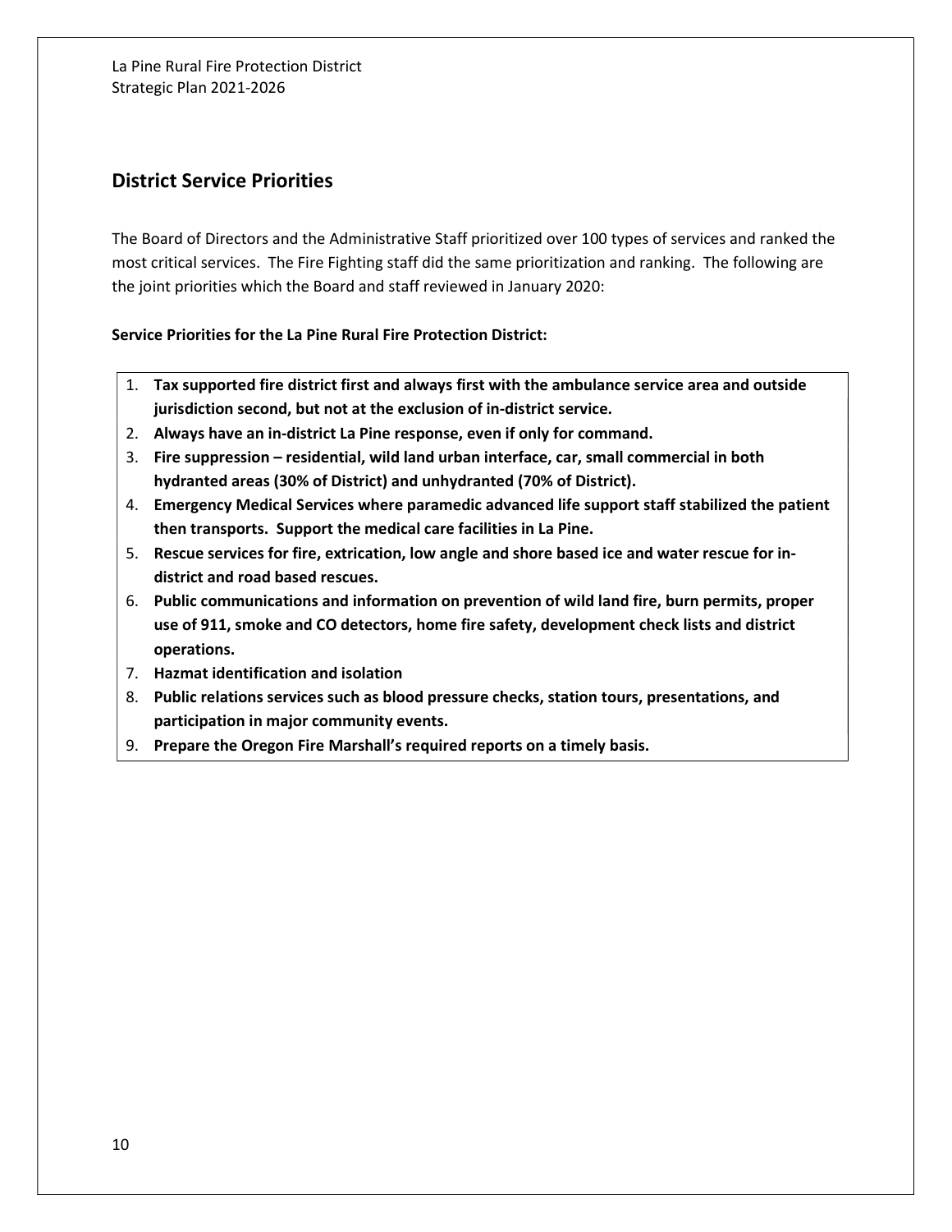## District Service Priorities

The Board of Directors and the Administrative Staff prioritized over 100 types of services and ranked the most critical services. The Fire Fighting staff did the same prioritization and ranking. The following are the joint priorities which the Board and staff reviewed in January 2020:

**Service Priorities for the La Pine Rural Fire Protection District:**

1. **Tax supported fire district first and always first with the ambulance service area and outside jurisdiction second, but not at the exclusion of in-district service.**
2. **Always have an in-district La Pine response, even if only for command.**
3. **Fire suppression – residential, wild land urban interface, car, small commercial in both hydranted areas (30% of District) and unhydranted (70% of District).**
4. **Emergency Medical Services where paramedic advanced life support staff stabilized the patient then transports. Support the medical care facilities in La Pine.**
5. **Rescue services for fire, extrication, low angle and shore based ice and water rescue for in-district and road based rescues.**
6. **Public communications and information on prevention of wild land fire, burn permits, proper use of 911, smoke and CO detectors, home fire safety, development check lists and district operations.**
7. **Hazmat identification and isolation**
8. **Public relations services such as blood pressure checks, station tours, presentations, and participation in major community events.**
9. **Prepare the Oregon Fire Marshall's required reports on a timely basis.**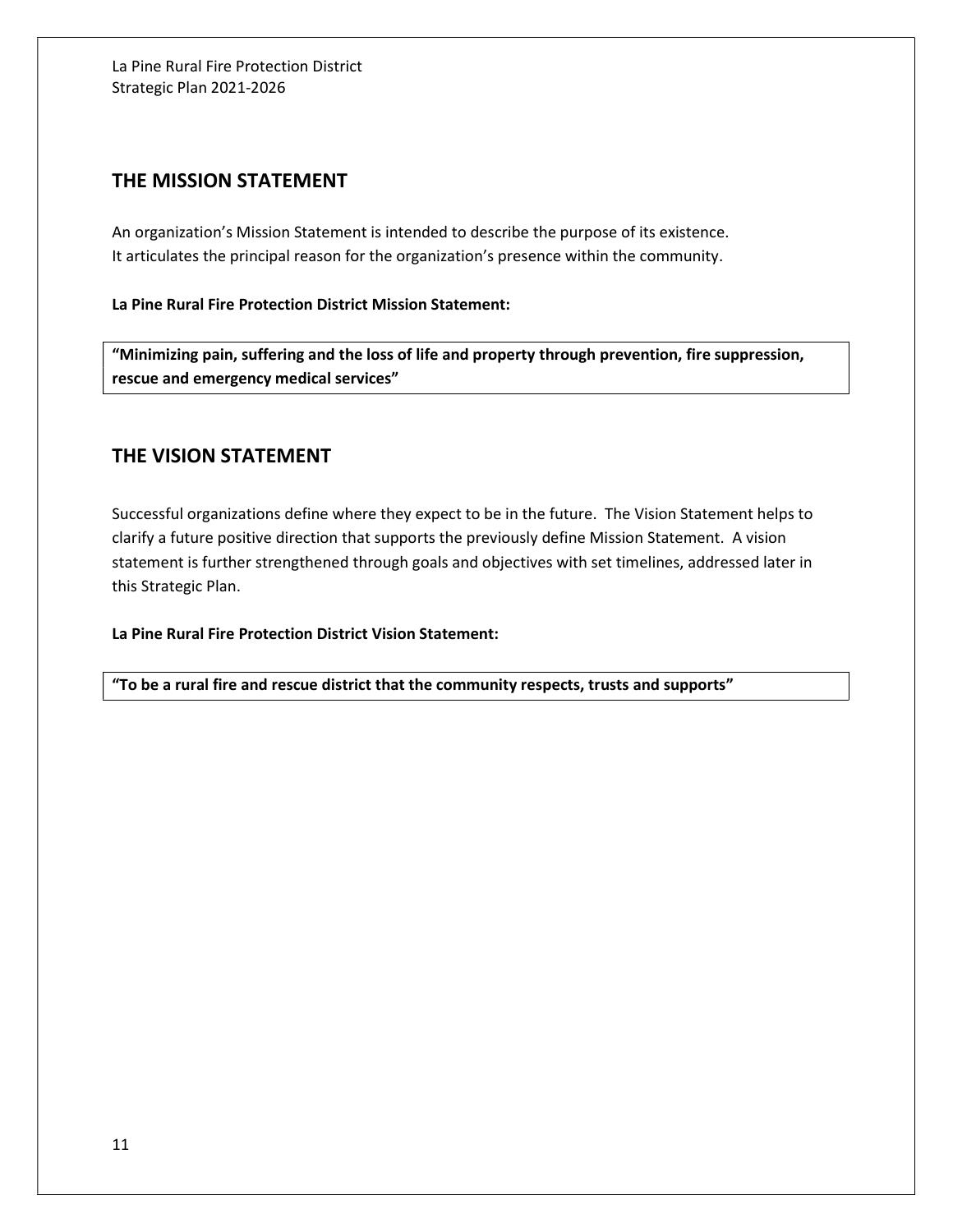## THE MISSION STATEMENT

An organization's Mission Statement is intended to describe the purpose of its existence. It articulates the principal reason for the organization's presence within the community.

**La Pine Rural Fire Protection District Mission Statement:**

> **"Minimizing pain, suffering and the loss of life and property through prevention, fire suppression, rescue and emergency medical services"**

## THE VISION STATEMENT

Successful organizations define where they expect to be in the future. The Vision Statement helps to clarify a future positive direction that supports the previously define Mission Statement. A vision statement is further strengthened through goals and objectives with set timelines, addressed later in this Strategic Plan.

**La Pine Rural Fire Protection District Vision Statement:**

> **"To be a rural fire and rescue district that the community respects, trusts and supports"**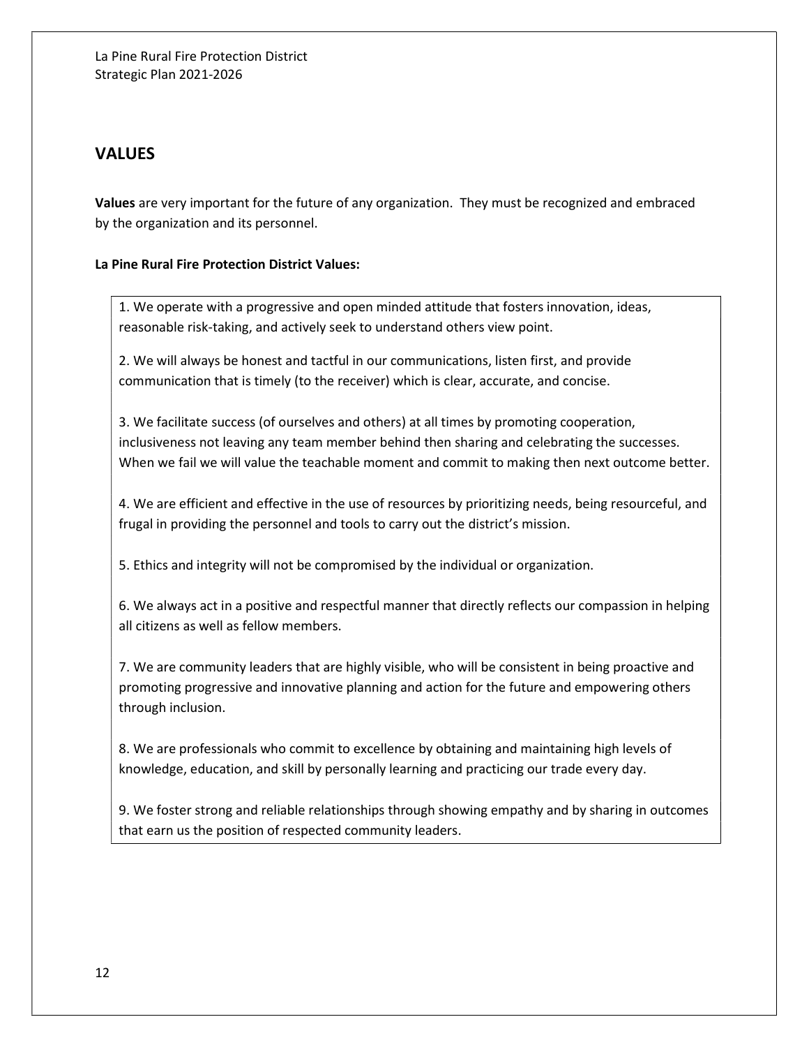## VALUES

**Values** are very important for the future of any organization. They must be recognized and embraced by the organization and its personnel.

**La Pine Rural Fire Protection District Values:**

1. We operate with a progressive and open minded attitude that fosters innovation, ideas, reasonable risk-taking, and actively seek to understand others view point.

2. We will always be honest and tactful in our communications, listen first, and provide communication that is timely (to the receiver) which is clear, accurate, and concise.

3. We facilitate success (of ourselves and others) at all times by promoting cooperation, inclusiveness not leaving any team member behind then sharing and celebrating the successes. When we fail we will value the teachable moment and commit to making then next outcome better.

4. We are efficient and effective in the use of resources by prioritizing needs, being resourceful, and frugal in providing the personnel and tools to carry out the district's mission.

5. Ethics and integrity will not be compromised by the individual or organization.

6. We always act in a positive and respectful manner that directly reflects our compassion in helping all citizens as well as fellow members.

7. We are community leaders that are highly visible, who will be consistent in being proactive and promoting progressive and innovative planning and action for the future and empowering others through inclusion.

8. We are professionals who commit to excellence by obtaining and maintaining high levels of knowledge, education, and skill by personally learning and practicing our trade every day.

9. We foster strong and reliable relationships through showing empathy and by sharing in outcomes that earn us the position of respected community leaders.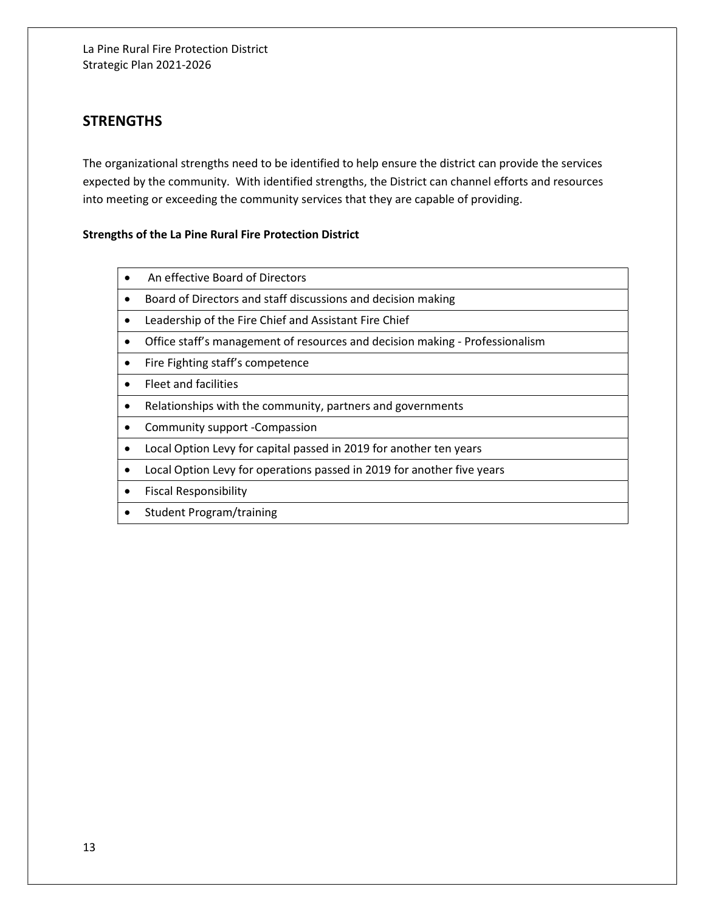## STRENGTHS

The organizational strengths need to be identified to help ensure the district can provide the services expected by the community. With identified strengths, the District can channel efforts and resources into meeting or exceeding the community services that they are capable of providing.

**Strengths of the La Pine Rural Fire Protection District**

- An effective Board of Directors
- Board of Directors and staff discussions and decision making
- Leadership of the Fire Chief and Assistant Fire Chief
- Office staff's management of resources and decision making - Professionalism
- Fire Fighting staff's competence
- Fleet and facilities
- Relationships with the community, partners and governments
- Community support -Compassion
- Local Option Levy for capital passed in 2019 for another ten years
- Local Option Levy for operations passed in 2019 for another five years
- Fiscal Responsibility
- Student Program/training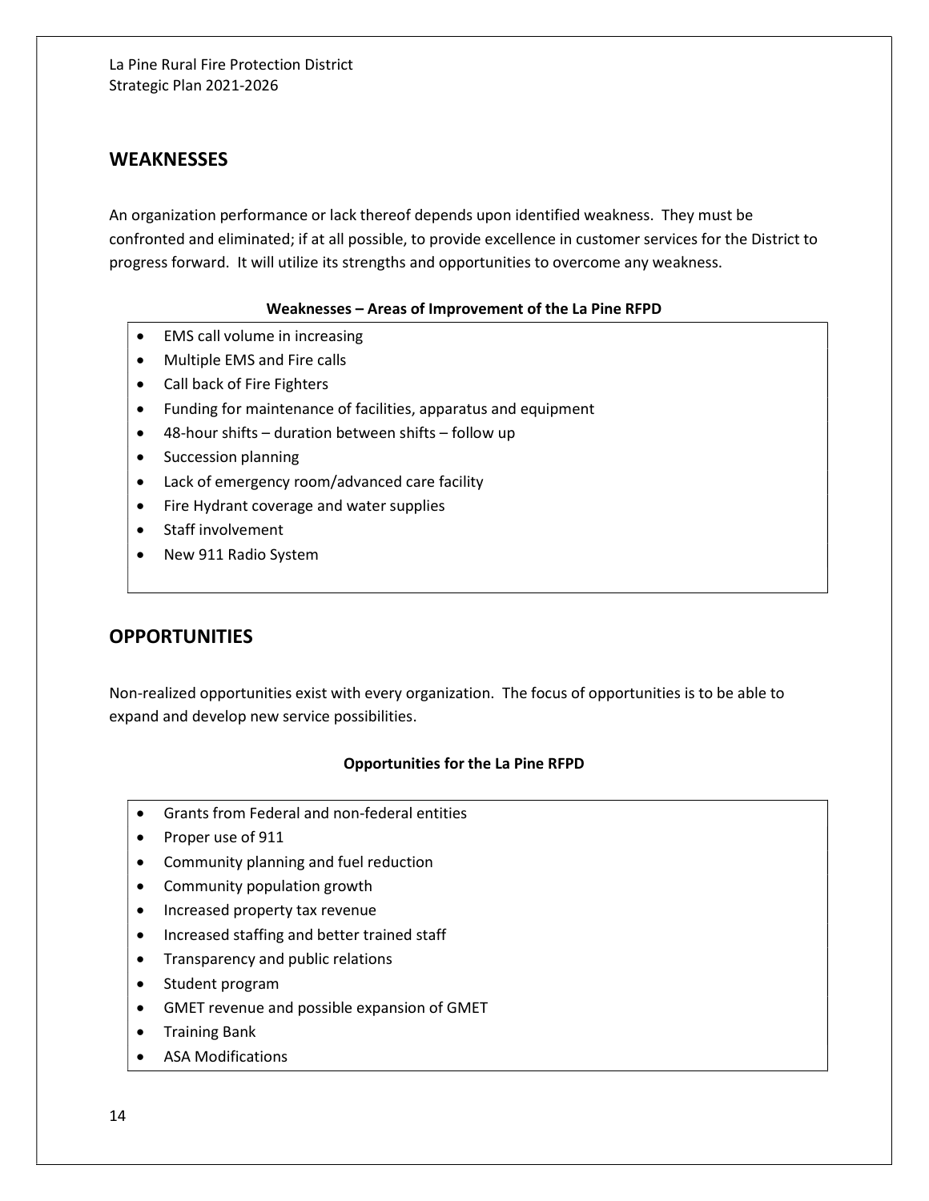## WEAKNESSES

An organization performance or lack thereof depends upon identified weakness. They must be confronted and eliminated; if at all possible, to provide excellence in customer services for the District to progress forward. It will utilize its strengths and opportunities to overcome any weakness.

**Weaknesses – Areas of Improvement of the La Pine RFPD**

- EMS call volume in increasing
- Multiple EMS and Fire calls
- Call back of Fire Fighters
- Funding for maintenance of facilities, apparatus and equipment
- 48-hour shifts – duration between shifts – follow up
- Succession planning
- Lack of emergency room/advanced care facility
- Fire Hydrant coverage and water supplies
- Staff involvement
- New 911 Radio System

## OPPORTUNITIES

Non-realized opportunities exist with every organization. The focus of opportunities is to be able to expand and develop new service possibilities.

**Opportunities for the La Pine RFPD**

- Grants from Federal and non-federal entities
- Proper use of 911
- Community planning and fuel reduction
- Community population growth
- Increased property tax revenue
- Increased staffing and better trained staff
- Transparency and public relations
- Student program
- GMET revenue and possible expansion of GMET
- Training Bank
- ASA Modifications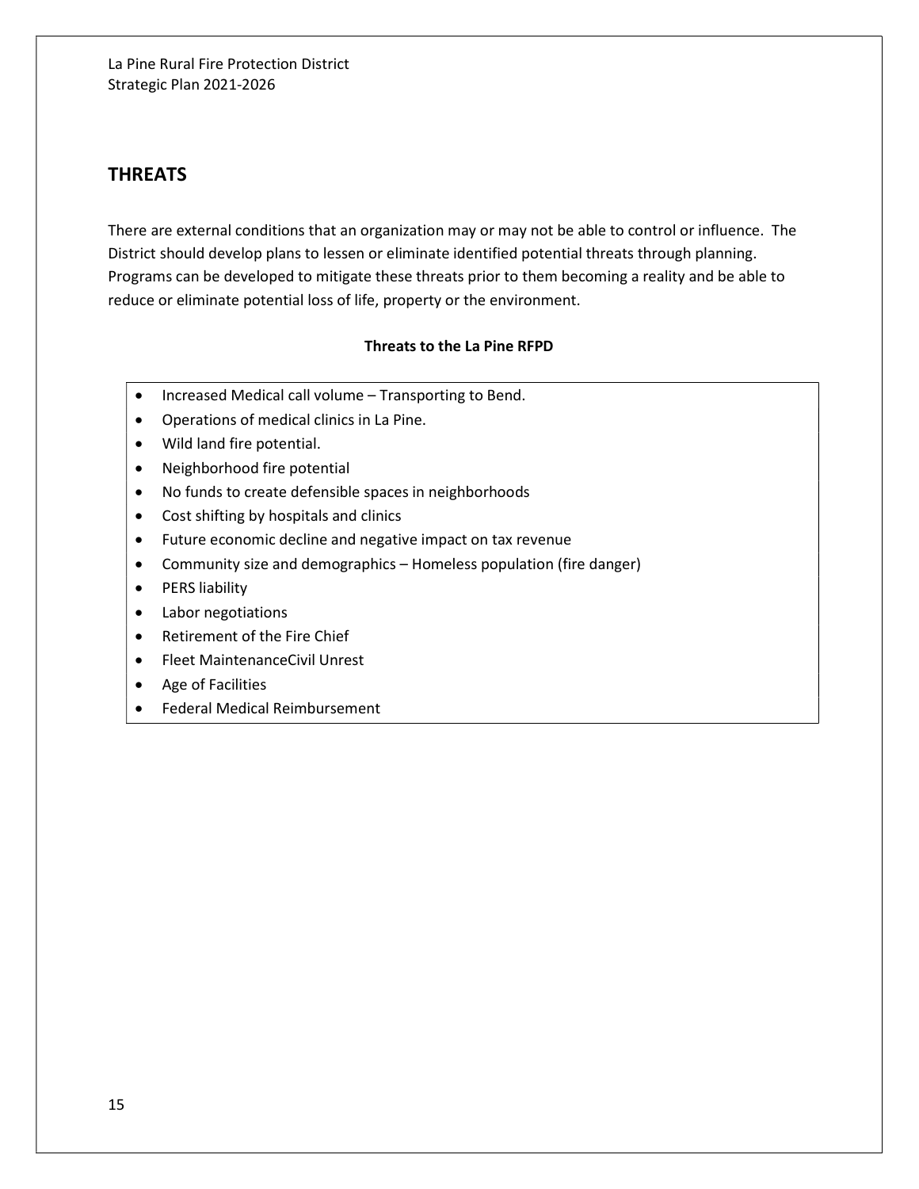## THREATS

There are external conditions that an organization may or may not be able to control or influence. The District should develop plans to lessen or eliminate identified potential threats through planning. Programs can be developed to mitigate these threats prior to them becoming a reality and be able to reduce or eliminate potential loss of life, property or the environment.

**Threats to the La Pine RFPD**

- Increased Medical call volume – Transporting to Bend.
- Operations of medical clinics in La Pine.
- Wild land fire potential.
- Neighborhood fire potential
- No funds to create defensible spaces in neighborhoods
- Cost shifting by hospitals and clinics
- Future economic decline and negative impact on tax revenue
- Community size and demographics – Homeless population (fire danger)
- PERS liability
- Labor negotiations
- Retirement of the Fire Chief
- Fleet MaintenanceCivil Unrest
- Age of Facilities
- Federal Medical Reimbursement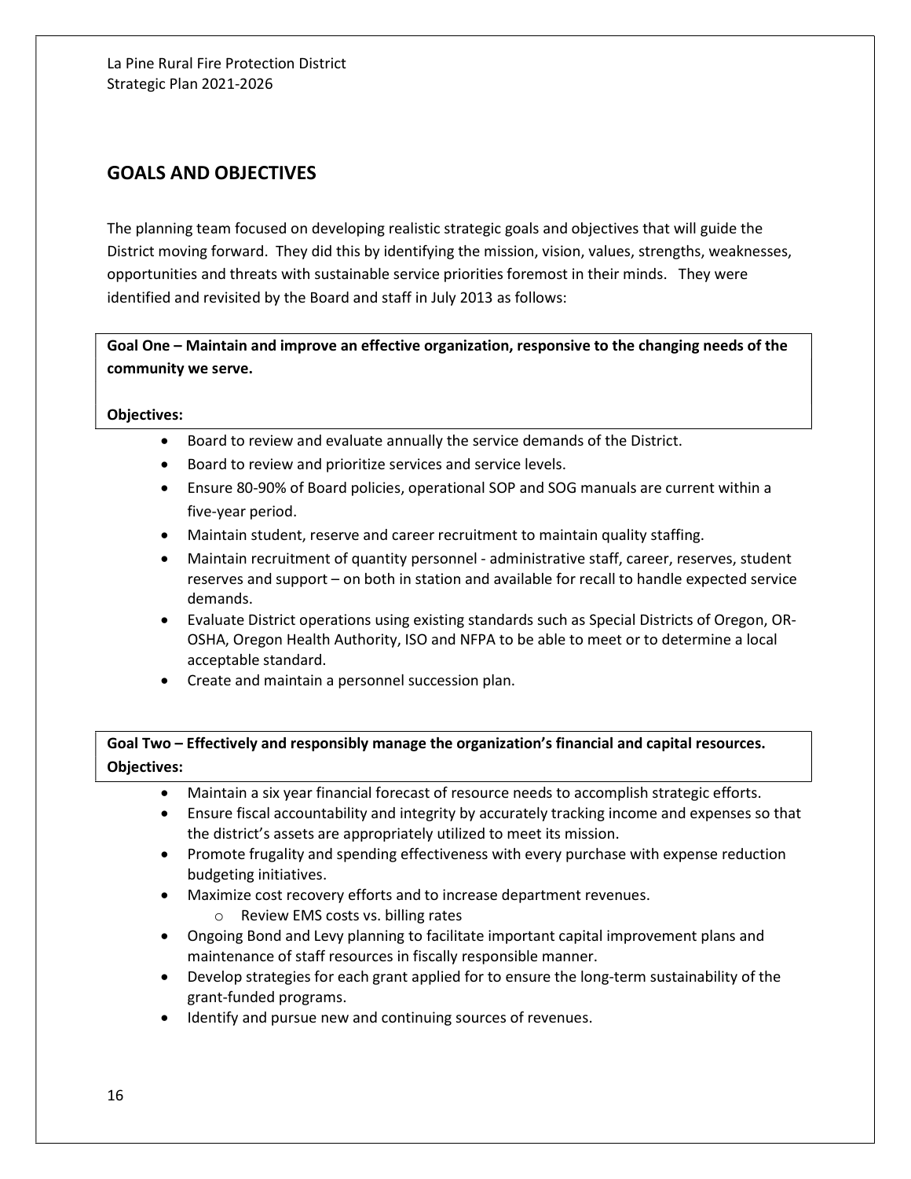## GOALS AND OBJECTIVES

The planning team focused on developing realistic strategic goals and objectives that will guide the District moving forward. They did this by identifying the mission, vision, values, strengths, weaknesses, opportunities and threats with sustainable service priorities foremost in their minds. They were identified and revisited by the Board and staff in July 2013 as follows:

**Goal One – Maintain and improve an effective organization, responsive to the changing needs of the community we serve.**

**Objectives:**

- Board to review and evaluate annually the service demands of the District.
- Board to review and prioritize services and service levels.
- Ensure 80-90% of Board policies, operational SOP and SOG manuals are current within a five-year period.
- Maintain student, reserve and career recruitment to maintain quality staffing.
- Maintain recruitment of quantity personnel - administrative staff, career, reserves, student reserves and support – on both in station and available for recall to handle expected service demands.
- Evaluate District operations using existing standards such as Special Districts of Oregon, OR-OSHA, Oregon Health Authority, ISO and NFPA to be able to meet or to determine a local acceptable standard.
- Create and maintain a personnel succession plan.

**Goal Two – Effectively and responsibly manage the organization's financial and capital resources.**

**Objectives:**

- Maintain a six year financial forecast of resource needs to accomplish strategic efforts.
- Ensure fiscal accountability and integrity by accurately tracking income and expenses so that the district's assets are appropriately utilized to meet its mission.
- Promote frugality and spending effectiveness with every purchase with expense reduction budgeting initiatives.
- Maximize cost recovery efforts and to increase department revenues.
  - Review EMS costs vs. billing rates
- Ongoing Bond and Levy planning to facilitate important capital improvement plans and maintenance of staff resources in fiscally responsible manner.
- Develop strategies for each grant applied for to ensure the long-term sustainability of the grant-funded programs.
- Identify and pursue new and continuing sources of revenues.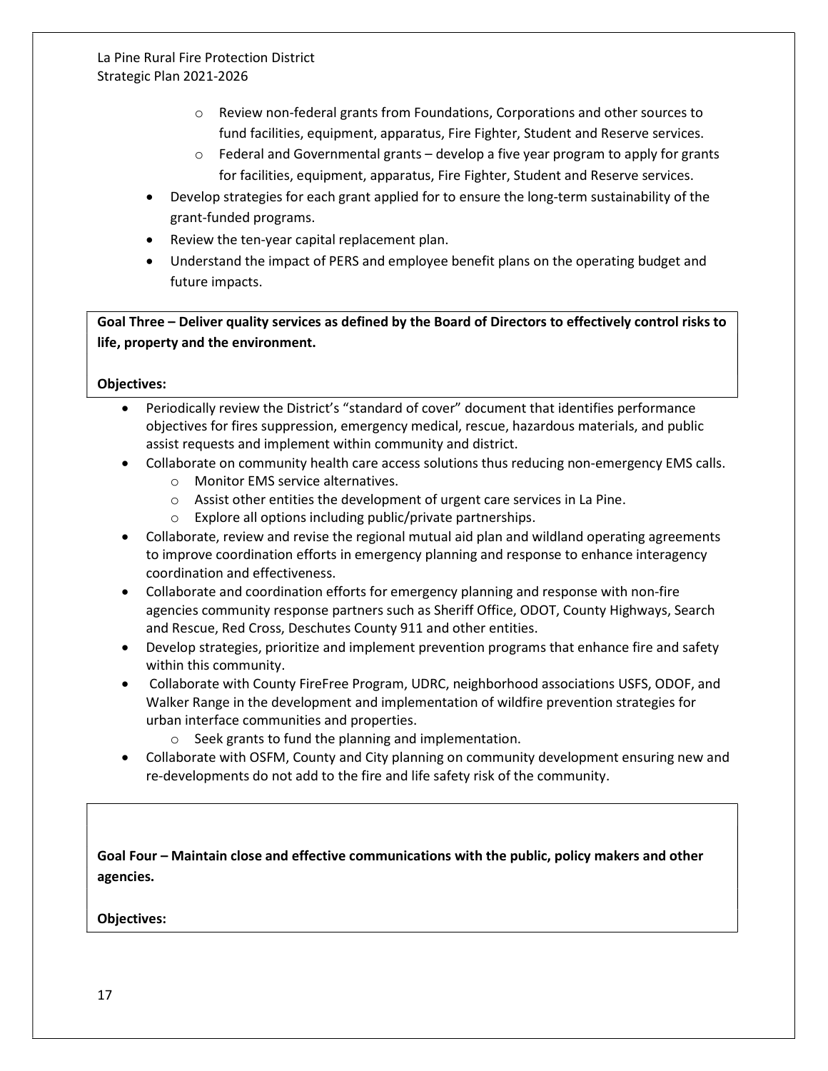- Review non-federal grants from Foundations, Corporations and other sources to fund facilities, equipment, apparatus, Fire Fighter, Student and Reserve services.
  - Federal and Governmental grants – develop a five year program to apply for grants for facilities, equipment, apparatus, Fire Fighter, Student and Reserve services.
- Develop strategies for each grant applied for to ensure the long-term sustainability of the grant-funded programs.
- Review the ten-year capital replacement plan.
- Understand the impact of PERS and employee benefit plans on the operating budget and future impacts.

**Goal Three – Deliver quality services as defined by the Board of Directors to effectively control risks to life, property and the environment.**

**Objectives:**

- Periodically review the District's "standard of cover" document that identifies performance objectives for fires suppression, emergency medical, rescue, hazardous materials, and public assist requests and implement within community and district.
- Collaborate on community health care access solutions thus reducing non-emergency EMS calls.
  - Monitor EMS service alternatives.
  - Assist other entities the development of urgent care services in La Pine.
  - Explore all options including public/private partnerships.
- Collaborate, review and revise the regional mutual aid plan and wildland operating agreements to improve coordination efforts in emergency planning and response to enhance interagency coordination and effectiveness.
- Collaborate and coordination efforts for emergency planning and response with non-fire agencies community response partners such as Sheriff Office, ODOT, County Highways, Search and Rescue, Red Cross, Deschutes County 911 and other entities.
- Develop strategies, prioritize and implement prevention programs that enhance fire and safety within this community.
- Collaborate with County FireFree Program, UDRC, neighborhood associations USFS, ODOF, and Walker Range in the development and implementation of wildfire prevention strategies for urban interface communities and properties.
  - Seek grants to fund the planning and implementation.
- Collaborate with OSFM, County and City planning on community development ensuring new and re-developments do not add to the fire and life safety risk of the community.

**Goal Four – Maintain close and effective communications with the public, policy makers and other agencies.**

**Objectives:**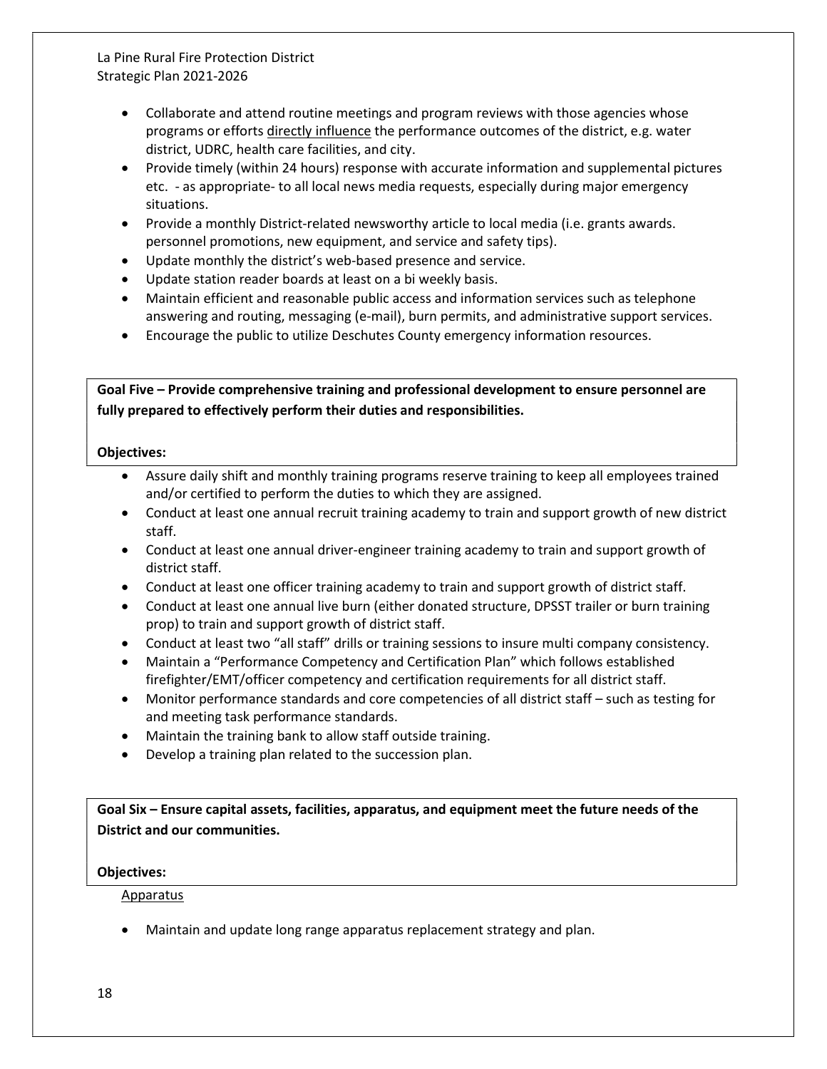- Collaborate and attend routine meetings and program reviews with those agencies whose programs or efforts <u>directly influence</u> the performance outcomes of the district, e.g. water district, UDRC, health care facilities, and city.
- Provide timely (within 24 hours) response with accurate information and supplemental pictures etc. - as appropriate- to all local news media requests, especially during major emergency situations.
- Provide a monthly District-related newsworthy article to local media (i.e. grants awards. personnel promotions, new equipment, and service and safety tips).
- Update monthly the district's web-based presence and service.
- Update station reader boards at least on a bi weekly basis.
- Maintain efficient and reasonable public access and information services such as telephone answering and routing, messaging (e-mail), burn permits, and administrative support services.
- Encourage the public to utilize Deschutes County emergency information resources.

**Goal Five – Provide comprehensive training and professional development to ensure personnel are fully prepared to effectively perform their duties and responsibilities.**

**Objectives:**

- Assure daily shift and monthly training programs reserve training to keep all employees trained and/or certified to perform the duties to which they are assigned.
- Conduct at least one annual recruit training academy to train and support growth of new district staff.
- Conduct at least one annual driver-engineer training academy to train and support growth of district staff.
- Conduct at least one officer training academy to train and support growth of district staff.
- Conduct at least one annual live burn (either donated structure, DPSST trailer or burn training prop) to train and support growth of district staff.
- Conduct at least two "all staff" drills or training sessions to insure multi company consistency.
- Maintain a "Performance Competency and Certification Plan" which follows established firefighter/EMT/officer competency and certification requirements for all district staff.
- Monitor performance standards and core competencies of all district staff – such as testing for and meeting task performance standards.
- Maintain the training bank to allow staff outside training.
- Develop a training plan related to the succession plan.

**Goal Six – Ensure capital assets, facilities, apparatus, and equipment meet the future needs of the District and our communities.**

**Objectives:**

<u>Apparatus</u>

- Maintain and update long range apparatus replacement strategy and plan.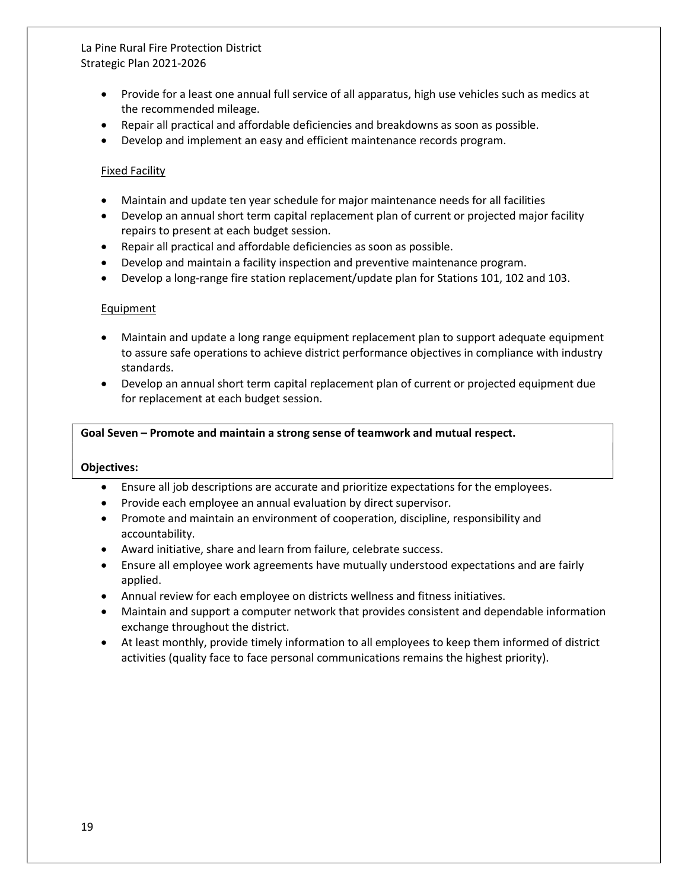- Provide for a least one annual full service of all apparatus, high use vehicles such as medics at the recommended mileage.
- Repair all practical and affordable deficiencies and breakdowns as soon as possible.
- Develop and implement an easy and efficient maintenance records program.

Fixed Facility

- Maintain and update ten year schedule for major maintenance needs for all facilities
- Develop an annual short term capital replacement plan of current or projected major facility repairs to present at each budget session.
- Repair all practical and affordable deficiencies as soon as possible.
- Develop and maintain a facility inspection and preventive maintenance program.
- Develop a long-range fire station replacement/update plan for Stations 101, 102 and 103.

Equipment

- Maintain and update a long range equipment replacement plan to support adequate equipment to assure safe operations to achieve district performance objectives in compliance with industry standards.
- Develop an annual short term capital replacement plan of current or projected equipment due for replacement at each budget session.

**Goal Seven – Promote and maintain a strong sense of teamwork and mutual respect.**

**Objectives:**

- Ensure all job descriptions are accurate and prioritize expectations for the employees.
- Provide each employee an annual evaluation by direct supervisor.
- Promote and maintain an environment of cooperation, discipline, responsibility and accountability.
- Award initiative, share and learn from failure, celebrate success.
- Ensure all employee work agreements have mutually understood expectations and are fairly applied.
- Annual review for each employee on districts wellness and fitness initiatives.
- Maintain and support a computer network that provides consistent and dependable information exchange throughout the district.
- At least monthly, provide timely information to all employees to keep them informed of district activities (quality face to face personal communications remains the highest priority).